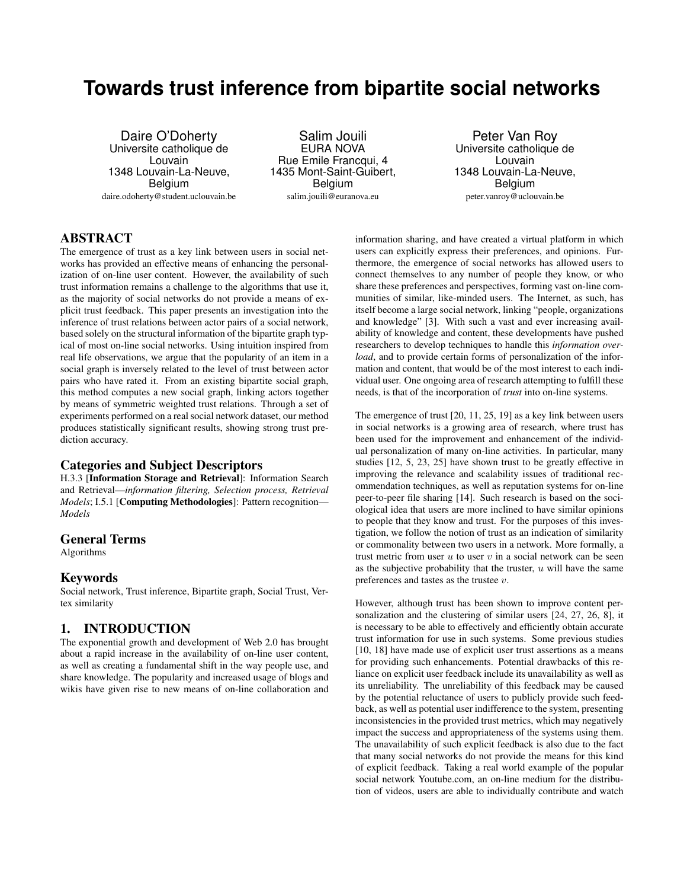# Towards trust inference from bipartite social networks

Daire O'Doherty
Universite catholique de Louvain
1348 Louvain-La-Neuve, Belgium
daire.odoherty@student.uclouvain.be

Salim Jouili
EURA NOVA
Rue Emile Francqui, 4
1435 Mont-Saint-Guibert, Belgium
salim.jouili@euranova.eu

Peter Van Roy
Universite catholique de Louvain
1348 Louvain-La-Neuve, Belgium
peter.vanroy@uclouvain.be

## ABSTRACT

The emergence of trust as a key link between users in social networks has provided an effective means of enhancing the personalization of on-line user content. However, the availability of such trust information remains a challenge to the algorithms that use it, as the majority of social networks do not provide a means of explicit trust feedback. This paper presents an investigation into the inference of trust relations between actor pairs of a social network, based solely on the structural information of the bipartite graph typical of most on-line social networks. Using intuition inspired from real life observations, we argue that the popularity of an item in a social graph is inversely related to the level of trust between actor pairs who have rated it. From an existing bipartite social graph, this method computes a new social graph, linking actors together by means of symmetric weighted trust relations. Through a set of experiments performed on a real social network dataset, our method produces statistically significant results, showing strong trust prediction accuracy.

### Categories and Subject Descriptors

H.3.3 [**Information Storage and Retrieval**]: Information Search and Retrieval—*information filtering, Selection process, Retrieval Models*; I.5.1 [**Computing Methodologies**]: Pattern recognition—*Models*

### General Terms

Algorithms

### Keywords

Social network, Trust inference, Bipartite graph, Social Trust, Vertex similarity

## 1. INTRODUCTION

The exponential growth and development of Web 2.0 has brought about a rapid increase in the availability of on-line user content, as well as creating a fundamental shift in the way people use, and share knowledge. The popularity and increased usage of blogs and wikis have given rise to new means of on-line collaboration and information sharing, and have created a virtual platform in which users can explicitly express their preferences, and opinions. Furthermore, the emergence of social networks has allowed users to connect themselves to any number of people they know, or who share these preferences and perspectives, forming vast on-line communities of similar, like-minded users. The Internet, as such, has itself become a large social network, linking "people, organizations and knowledge" [3]. With such a vast and ever increasing availability of knowledge and content, these developments have pushed researchers to develop techniques to handle this *information overload*, and to provide certain forms of personalization of the information and content, that would be of the most interest to each individual user. One ongoing area of research attempting to fulfill these needs, is that of the incorporation of *trust* into on-line systems.

The emergence of trust [20, 11, 25, 19] as a key link between users in social networks is a growing area of research, where trust has been used for the improvement and enhancement of the individual personalization of many on-line activities. In particular, many studies [12, 5, 23, 25] have shown trust to be greatly effective in improving the relevance and scalability issues of traditional recommendation techniques, as well as reputation systems for on-line peer-to-peer file sharing [14]. Such research is based on the sociological idea that users are more inclined to have similar opinions to people that they know and trust. For the purposes of this investigation, we follow the notion of trust as an indication of similarity or commonality between two users in a network. More formally, a trust metric from user $u$ to user $v$ in a social network can be seen as the subjective probability that the truster, $u$ will have the same preferences and tastes as the trustee $v$.

However, although trust has been shown to improve content personalization and the clustering of similar users [24, 27, 26, 8], it is necessary to be able to effectively and efficiently obtain accurate trust information for use in such systems. Some previous studies [10, 18] have made use of explicit user trust assertions as a means for providing such enhancements. Potential drawbacks of this reliance on explicit user feedback include its unavailability as well as its unreliability. The unreliability of this feedback may be caused by the potential reluctance of users to publicly provide such feedback, as well as potential user indifference to the system, presenting inconsistencies in the provided trust metrics, which may negatively impact the success and appropriateness of the systems using them. The unavailability of such explicit feedback is also due to the fact that many social networks do not provide the means for this kind of explicit feedback. Taking a real world example of the popular social network Youtube.com, an on-line medium for the distribution of videos, users are able to individually contribute and watch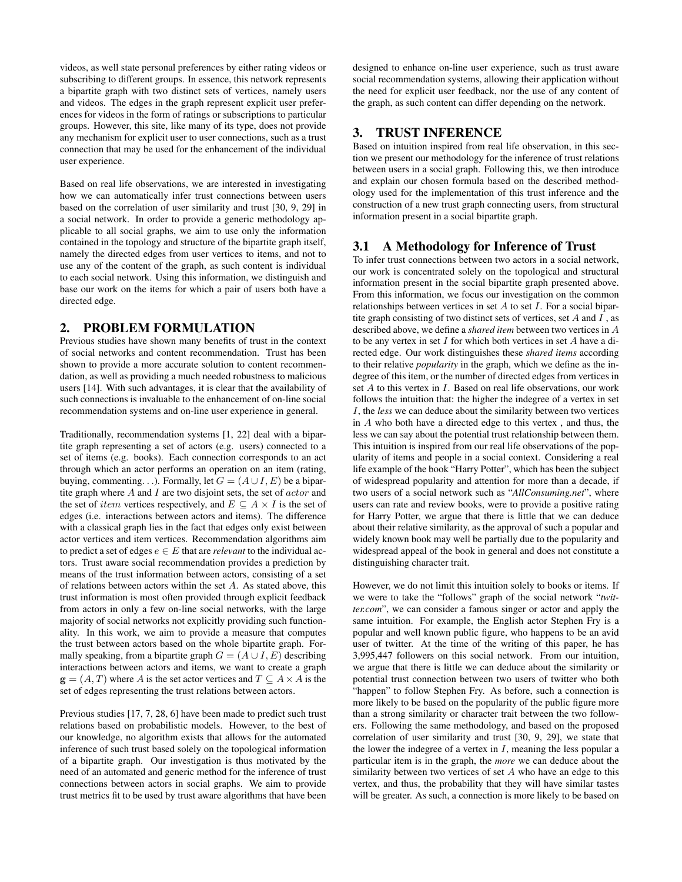videos, as well state personal preferences by either rating videos or subscribing to different groups. In essence, this network represents a bipartite graph with two distinct sets of vertices, namely users and videos. The edges in the graph represent explicit user preferences for videos in the form of ratings or subscriptions to particular groups. However, this site, like many of its type, does not provide any mechanism for explicit user to user connections, such as a trust connection that may be used for the enhancement of the individual user experience.

Based on real life observations, we are interested in investigating how we can automatically infer trust connections between users based on the correlation of user similarity and trust [30, 9, 29] in a social network. In order to provide a generic methodology applicable to all social graphs, we aim to use only the information contained in the topology and structure of the bipartite graph itself, namely the directed edges from user vertices to items, and not to use any of the content of the graph, as such content is individual to each social network. Using this information, we distinguish and base our work on the items for which a pair of users both have a directed edge.

## 2. PROBLEM FORMULATION

Previous studies have shown many benefits of trust in the context of social networks and content recommendation. Trust has been shown to provide a more accurate solution to content recommendation, as well as providing a much needed robustness to malicious users [14]. With such advantages, it is clear that the availability of such connections is invaluable to the enhancement of on-line social recommendation systems and on-line user experience in general.

Traditionally, recommendation systems [1, 22] deal with a bipartite graph representing a set of actors (e.g. users) connected to a set of items (e.g. books). Each connection corresponds to an act through which an actor performs an operation on an item (rating, buying, commenting. . .). Formally, let $G = (A \cup I, E)$ be a bipartite graph where $A$ and $I$ are two disjoint sets, the set of $actor$ and the set of $item$ vertices respectively, and $E \subseteq A \times I$ is the set of edges (i.e. interactions between actors and items). The difference with a classical graph lies in the fact that edges only exist between actor vertices and item vertices. Recommendation algorithms aim to predict a set of edges $e \in E$ that are *relevant* to the individual actors. Trust aware social recommendation provides a prediction by means of the trust information between actors, consisting of a set of relations between actors within the set $A$. As stated above, this trust information is most often provided through explicit feedback from actors in only a few on-line social networks, with the large majority of social networks not explicitly providing such functionality. In this work, we aim to provide a measure that computes the trust between actors based on the whole bipartite graph. Formally speaking, from a bipartite graph $G = (A \cup I, E)$ describing interactions between actors and items, we want to create a graph $\mathbf{g} = (A, T)$ where $A$ is the set actor vertices and $T \subseteq A \times A$ is the set of edges representing the trust relations between actors.

Previous studies [17, 7, 28, 6] have been made to predict such trust relations based on probabilistic models. However, to the best of our knowledge, no algorithm exists that allows for the automated inference of such trust based solely on the topological information of a bipartite graph. Our investigation is thus motivated by the need of an automated and generic method for the inference of trust connections between actors in social graphs. We aim to provide trust metrics fit to be used by trust aware algorithms that have been designed to enhance on-line user experience, such as trust aware social recommendation systems, allowing their application without the need for explicit user feedback, nor the use of any content of the graph, as such content can differ depending on the network.

## 3. TRUST INFERENCE

Based on intuition inspired from real life observation, in this section we present our methodology for the inference of trust relations between users in a social graph. Following this, we then introduce and explain our chosen formula based on the described methodology used for the implementation of this trust inference and the construction of a new trust graph connecting users, from structural information present in a social bipartite graph.

### 3.1 A Methodology for Inference of Trust

To infer trust connections between two actors in a social network, our work is concentrated solely on the topological and structural information present in the social bipartite graph presented above. From this information, we focus our investigation on the common relationships between vertices in set $A$ to set $I$. For a social bipartite graph consisting of two distinct sets of vertices, set $A$ and $I$ , as described above, we define a *shared item* between two vertices in $A$ to be any vertex in set $I$ for which both vertices in set $A$ have a directed edge. Our work distinguishes these *shared items* according to their relative *popularity* in the graph, which we define as the indegree of this item, or the number of directed edges from vertices in set $A$ to this vertex in $I$. Based on real life observations, our work follows the intuition that: the higher the indegree of a vertex in set $I$, the *less* we can deduce about the similarity between two vertices in $A$ who both have a directed edge to this vertex , and thus, the less we can say about the potential trust relationship between them. This intuition is inspired from our real life observations of the popularity of items and people in a social context. Considering a real life example of the book "Harry Potter", which has been the subject of widespread popularity and attention for more than a decade, if two users of a social network such as "*AllConsuming.net*", where users can rate and review books, were to provide a positive rating for Harry Potter, we argue that there is little that we can deduce about their relative similarity, as the approval of such a popular and widely known book may well be partially due to the popularity and widespread appeal of the book in general and does not constitute a distinguishing character trait.

However, we do not limit this intuition solely to books or items. If we were to take the "follows" graph of the social network "*twitter.com*", we can consider a famous singer or actor and apply the same intuition. For example, the English actor Stephen Fry is a popular and well known public figure, who happens to be an avid user of twitter. At the time of the writing of this paper, he has 3,995,447 followers on this social network. From our intuition, we argue that there is little we can deduce about the similarity or potential trust connection between two users of twitter who both "happen" to follow Stephen Fry. As before, such a connection is more likely to be based on the popularity of the public figure more than a strong similarity or character trait between the two followers. Following the same methodology, and based on the proposed correlation of user similarity and trust [30, 9, 29], we state that the lower the indegree of a vertex in $I$, meaning the less popular a particular item is in the graph, the *more* we can deduce about the similarity between two vertices of set $A$ who have an edge to this vertex, and thus, the probability that they will have similar tastes will be greater. As such, a connection is more likely to be based on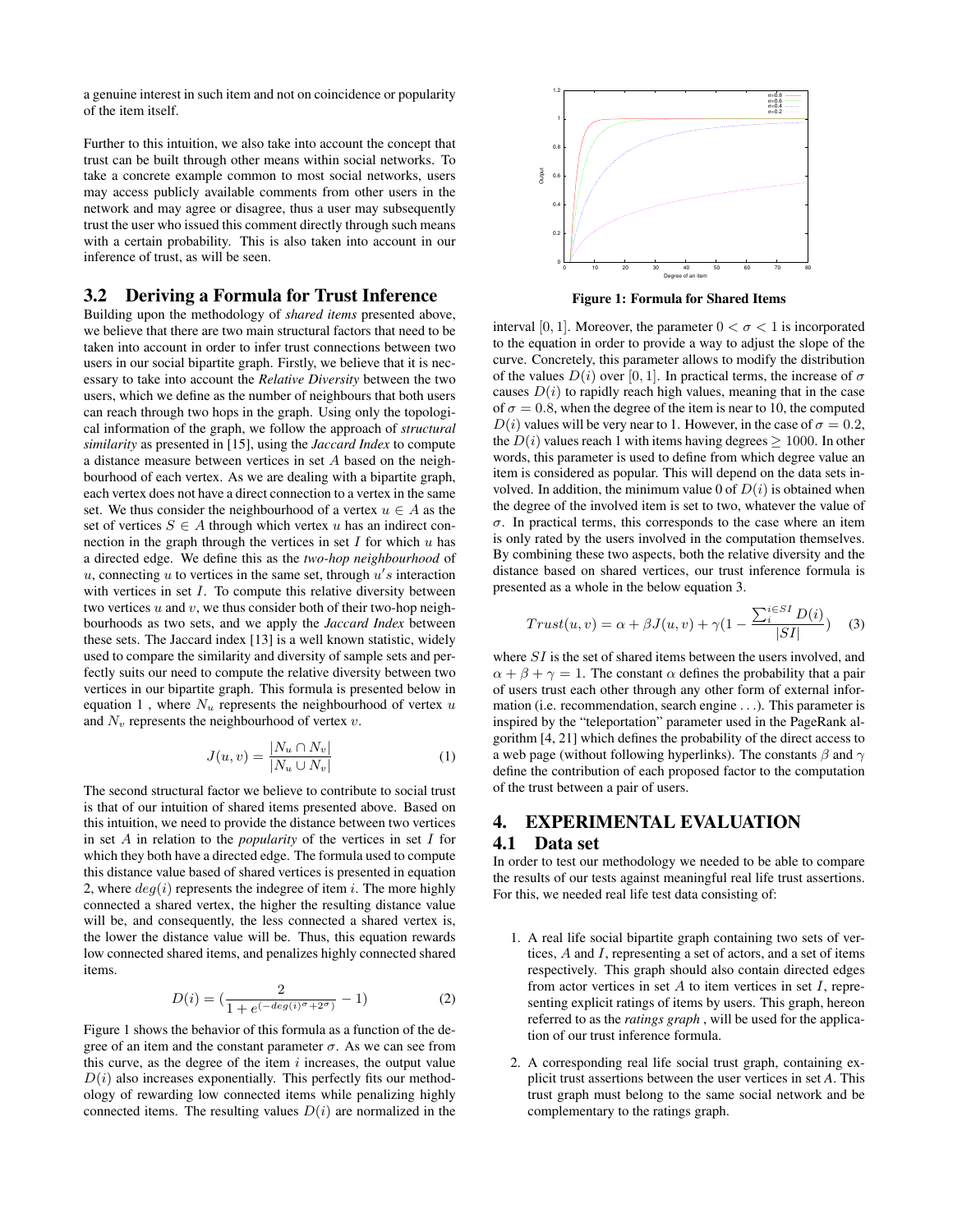a genuine interest in such item and not on coincidence or popularity of the item itself.

Further to this intuition, we also take into account the concept that trust can be built through other means within social networks. To take a concrete example common to most social networks, users may access publicly available comments from other users in the network and may agree or disagree, thus a user may subsequently trust the user who issued this comment directly through such means with a certain probability. This is also taken into account in our inference of trust, as will be seen.

## 3.2 Deriving a Formula for Trust Inference

Building upon the methodology of *shared items* presented above, we believe that there are two main structural factors that need to be taken into account in order to infer trust connections between two users in our social bipartite graph. Firstly, we believe that it is necessary to take into account the *Relative Diversity* between the two users, which we define as the number of neighbours that both users can reach through two hops in the graph. Using only the topological information of the graph, we follow the approach of *structural similarity* as presented in [15], using the *Jaccard Index* to compute a distance measure between vertices in set $A$ based on the neighbourhood of each vertex. As we are dealing with a bipartite graph, each vertex does not have a direct connection to a vertex in the same set. We thus consider the neighbourhood of a vertex $u \in A$ as the set of vertices $S \in A$ through which vertex $u$ has an indirect connection in the graph through the vertices in set $I$ for which $u$ has a directed edge. We define this as the *two-hop neighbourhood* of $u$, connecting $u$ to vertices in the same set, through $u's$ interaction with vertices in set $I$. To compute this relative diversity between two vertices $u$ and $v$, we thus consider both of their two-hop neighbourhoods as two sets, and we apply the *Jaccard Index* between these sets. The Jaccard index [13] is a well known statistic, widely used to compare the similarity and diversity of sample sets and perfectly suits our need to compute the relative diversity between two vertices in our bipartite graph. This formula is presented below in equation 1 , where $N_u$ represents the neighbourhood of vertex $u$ and $N_v$ represents the neighbourhood of vertex $v$.

$$J(u, v) = \frac{|N_u \cap N_v|}{|N_u \cup N_v|} \tag{1}$$

The second structural factor we believe to contribute to social trust is that of our intuition of shared items presented above. Based on this intuition, we need to provide the distance between two vertices in set $A$ in relation to the *popularity* of the vertices in set $I$ for which they both have a directed edge. The formula used to compute this distance value based of shared vertices is presented in equation 2, where $deg(i)$ represents the indegree of item $i$. The more highly connected a shared vertex, the higher the resulting distance value will be, and consequently, the less connected a shared vertex is, the lower the distance value will be. Thus, this equation rewards low connected shared items, and penalizes highly connected shared items.

$$D(i) = \left(\frac{2}{1 + e^{(-deg(i)^{\sigma} + 2^{\sigma})}} - 1\right) \tag{2}$$

Figure 1 shows the behavior of this formula as a function of the degree of an item and the constant parameter $\sigma$. As we can see from this curve, as the degree of the item $i$ increases, the output value $D(i)$ also increases exponentially. This perfectly fits our methodology of rewarding low connected items while penalizing highly connected items. The resulting values $D(i)$ are normalized in the interval $[0, 1]$. Moreover, the parameter $0 < \sigma < 1$ is incorporated to the equation in order to provide a way to adjust the slope of the curve. Concretely, this parameter allows to modify the distribution of the values $D(i)$ over $[0, 1]$. In practical terms, the increase of $\sigma$ causes $D(i)$ to rapidly reach high values, meaning that in the case of $\sigma = 0.8$, when the degree of the item is near to 10, the computed $D(i)$ values will be very near to 1. However, in the case of $\sigma = 0.2$, the $D(i)$ values reach 1 with items having degrees $\geq 1000$. In other words, this parameter is used to define from which degree value an item is considered as popular. This will depend on the data sets involved. In addition, the minimum value 0 of $D(i)$ is obtained when the degree of the involved item is set to two, whatever the value of $\sigma$. In practical terms, this corresponds to the case where an item is only rated by the users involved in the computation themselves. By combining these two aspects, both the relative diversity and the distance based on shared vertices, our trust inference formula is presented as a whole in the below equation 3.

**Figure 1: Formula for Shared Items**

$$Trust(u, v) = \alpha + \beta J(u, v) + \gamma\left(1 - \frac{\sum_i^{i \in SI} D(i)}{|SI|}\right) \tag{3}$$

where $SI$ is the set of shared items between the users involved, and $\alpha + \beta + \gamma = 1$. The constant $\alpha$ defines the probability that a pair of users trust each other through any other form of external information (i.e. recommendation, search engine . . .). This parameter is inspired by the "teleportation" parameter used in the PageRank algorithm [4, 21] which defines the probability of the direct access to a web page (without following hyperlinks). The constants $\beta$ and $\gamma$ define the contribution of each proposed factor to the computation of the trust between a pair of users.

# 4. EXPERIMENTAL EVALUATION

## 4.1 Data set

In order to test our methodology we needed to be able to compare the results of our tests against meaningful real life trust assertions. For this, we needed real life test data consisting of:

1. A real life social bipartite graph containing two sets of vertices, $A$ and $I$, representing a set of actors, and a set of items respectively. This graph should also contain directed edges from actor vertices in set $A$ to item vertices in set $I$, representing explicit ratings of items by users. This graph, hereon referred to as the *ratings graph* , will be used for the application of our trust inference formula.

2. A corresponding real life social trust graph, containing explicit trust assertions between the user vertices in set $A$. This trust graph must belong to the same social network and be complementary to the ratings graph.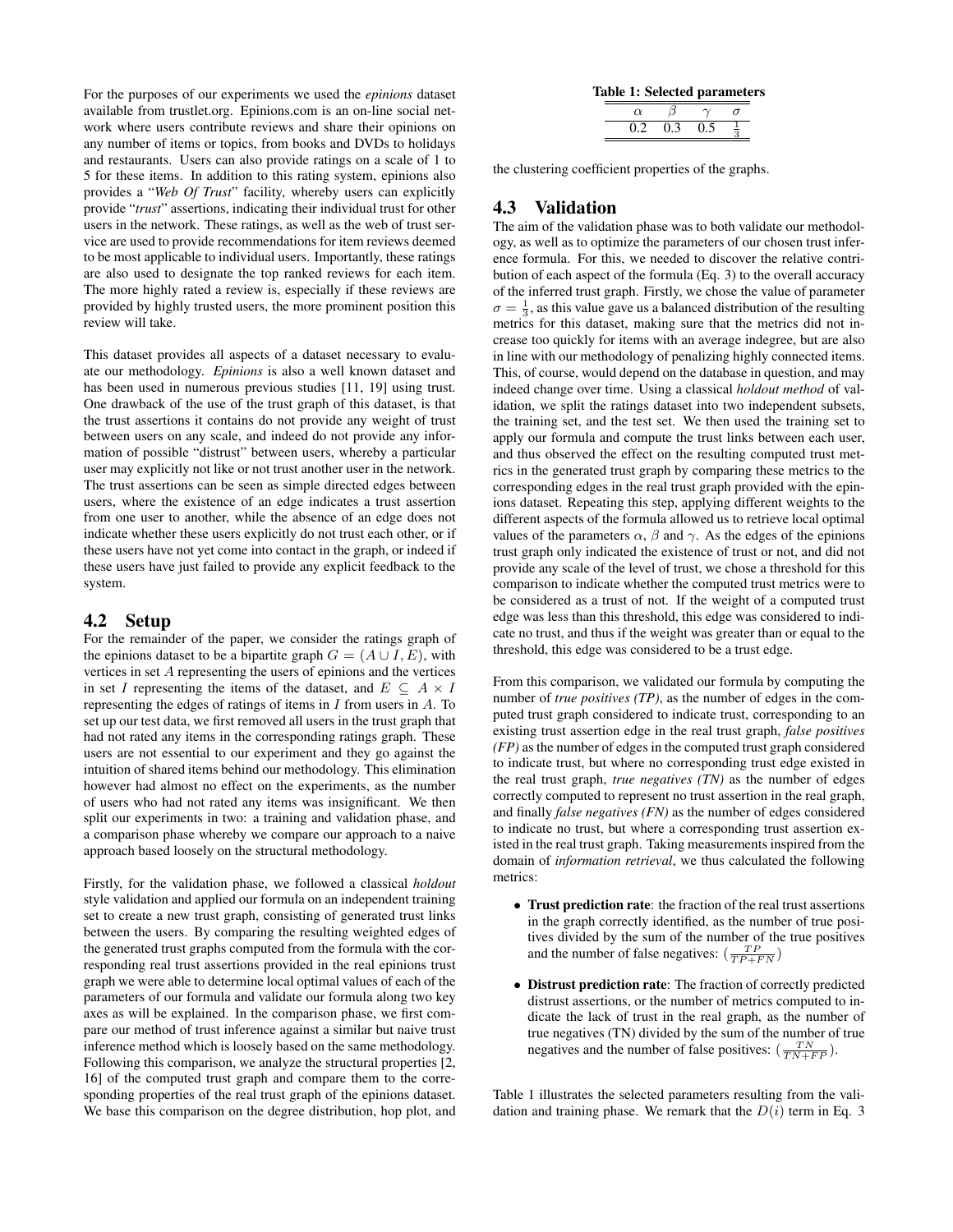For the purposes of our experiments we used the *epinions* dataset available from trustlet.org. Epinions.com is an on-line social network where users contribute reviews and share their opinions on any number of items or topics, from books and DVDs to holidays and restaurants. Users can also provide ratings on a scale of 1 to 5 for these items. In addition to this rating system, epinions also provides a "*Web Of Trust*" facility, whereby users can explicitly provide "*trust*" assertions, indicating their individual trust for other users in the network. These ratings, as well as the web of trust service are used to provide recommendations for item reviews deemed to be most applicable to individual users. Importantly, these ratings are also used to designate the top ranked reviews for each item. The more highly rated a review is, especially if these reviews are provided by highly trusted users, the more prominent position this review will take.

This dataset provides all aspects of a dataset necessary to evaluate our methodology. *Epinions* is also a well known dataset and has been used in numerous previous studies [11, 19] using trust. One drawback of the use of the trust graph of this dataset, is that the trust assertions it contains do not provide any weight of trust between users on any scale, and indeed do not provide any information of possible "distrust" between users, whereby a particular user may explicitly not like or not trust another user in the network. The trust assertions can be seen as simple directed edges between users, where the existence of an edge indicates a trust assertion from one user to another, while the absence of an edge does not indicate whether these users explicitly do not trust each other, or if these users have not yet come into contact in the graph, or indeed if these users have just failed to provide any explicit feedback to the system.

## 4.2 Setup

For the remainder of the paper, we consider the ratings graph of the epinions dataset to be a bipartite graph $G = (A \cup I, E)$, with vertices in set $A$ representing the users of epinions and the vertices in set $I$ representing the items of the dataset, and $E \subseteq A \times I$ representing the edges of ratings of items in $I$ from users in $A$. To set up our test data, we first removed all users in the trust graph that had not rated any items in the corresponding ratings graph. These users are not essential to our experiment and they go against the intuition of shared items behind our methodology. This elimination however had almost no effect on the experiments, as the number of users who had not rated any items was insignificant. We then split our experiments in two: a training and validation phase, and a comparison phase whereby we compare our approach to a naive approach based loosely on the structural methodology.

Firstly, for the validation phase, we followed a classical *holdout* style validation and applied our formula on an independent training set to create a new trust graph, consisting of generated trust links between the users. By comparing the resulting weighted edges of the generated trust graphs computed from the formula with the corresponding real trust assertions provided in the real epinions trust graph we were able to determine local optimal values of each of the parameters of our formula and validate our formula along two key axes as will be explained. In the comparison phase, we first compare our method of trust inference against a similar but naive trust inference method which is loosely based on the same methodology. Following this comparison, we analyze the structural properties [2, 16] of the computed trust graph and compare them to the corresponding properties of the real trust graph of the epinions dataset. We base this comparison on the degree distribution, hop plot, and the clustering coefficient properties of the graphs.

**Table 1: Selected parameters**

| $\alpha$ | $\beta$ | $\gamma$ | $\sigma$ |
|---|---|---|---|
| 0.2 | 0.3 | 0.5 | $\frac{1}{3}$ |

## 4.3 Validation

The aim of the validation phase was to both validate our methodology, as well as to optimize the parameters of our chosen trust inference formula. For this, we needed to discover the relative contribution of each aspect of the formula (Eq. 3) to the overall accuracy of the inferred trust graph. Firstly, we chose the value of parameter $\sigma = \frac{1}{3}$, as this value gave us a balanced distribution of the resulting metrics for this dataset, making sure that the metrics did not increase too quickly for items with an average indegree, but are also in line with our methodology of penalizing highly connected items. This, of course, would depend on the database in question, and may indeed change over time. Using a classical *holdout method* of validation, we split the ratings dataset into two independent subsets, the training set, and the test set. We then used the training set to apply our formula and compute the trust links between each user, and thus observed the effect on the resulting computed trust metrics in the generated trust graph by comparing these metrics to the corresponding edges in the real trust graph provided with the epinions dataset. Repeating this step, applying different weights to the different aspects of the formula allowed us to retrieve local optimal values of the parameters $\alpha$, $\beta$ and $\gamma$. As the edges of the epinions trust graph only indicated the existence of trust or not, and did not provide any scale of the level of trust, we chose a threshold for this comparison to indicate whether the computed trust metrics were to be considered as a trust of not. If the weight of a computed trust edge was less than this threshold, this edge was considered to indicate no trust, and thus if the weight was greater than or equal to the threshold, this edge was considered to be a trust edge.

From this comparison, we validated our formula by computing the number of *true positives (TP)*, as the number of edges in the computed trust graph considered to indicate trust, corresponding to an existing trust assertion edge in the real trust graph, *false positives (FP)* as the number of edges in the computed trust graph considered to indicate trust, but where no corresponding trust edge existed in the real trust graph, *true negatives (TN)* as the number of edges correctly computed to represent no trust assertion in the real graph, and finally *false negatives (FN)* as the number of edges considered to indicate no trust, but where a corresponding trust assertion existed in the real trust graph. Taking measurements inspired from the domain of *information retrieval*, we thus calculated the following metrics:

- **Trust prediction rate**: the fraction of the real trust assertions in the graph correctly identified, as the number of true positives divided by the sum of the number of the true positives and the number of false negatives: $(\frac{TP}{TP+FN})$
- **Distrust prediction rate**: The fraction of correctly predicted distrust assertions, or the number of metrics computed to indicate the lack of trust in the real graph, as the number of true negatives (TN) divided by the sum of the number of true negatives and the number of false positives: $(\frac{TN}{TN+FP})$.

Table 1 illustrates the selected parameters resulting from the validation and training phase. We remark that the $D(i)$ term in Eq. 3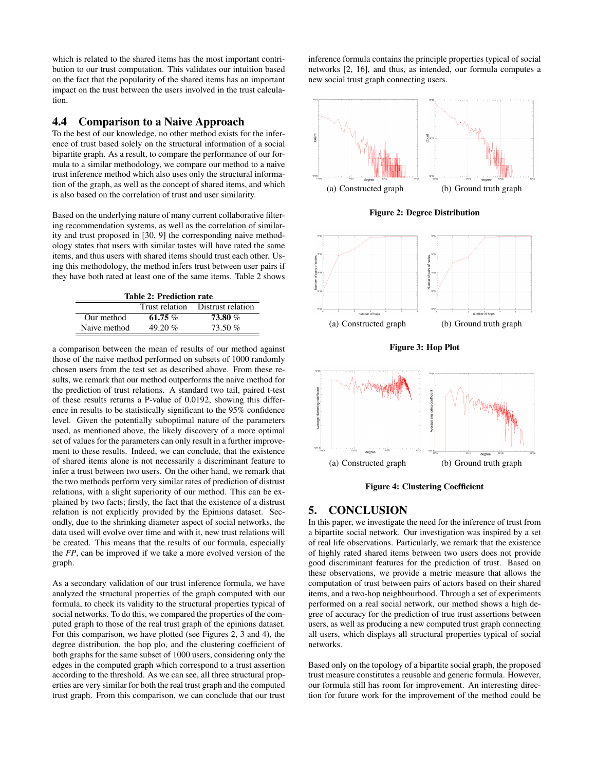which is related to the shared items has the most important contribution to our trust computation. This validates our intuition based on the fact that the popularity of the shared items has an important impact on the trust between the users involved in the trust calculation.

## 4.4 Comparison to a Naive Approach

To the best of our knowledge, no other method exists for the inference of trust based solely on the structural information of a social bipartite graph. As a result, to compare the performance of our formula to a similar methodology, we compare our method to a naive trust inference method which also uses only the structural information of the graph, as well as the concept of shared items, and which is also based on the correlation of trust and user similarity.

Based on the underlying nature of many current collaborative filtering recommendation systems, as well as the correlation of similarity and trust proposed in [30, 9] the corresponding naive methodology states that users with similar tastes will have rated the same items, and thus users with shared items should trust each other. Using this methodology, the method infers trust between user pairs if they have both rated at least one of the same items. Table 2 shows a comparison between the mean of results of our method against those of the naive method performed on subsets of 1000 randomly chosen users from the test set as described above. From these results, we remark that our method outperforms the naive method for the prediction of trust relations. A standard two tail, paired t-test of these results returns a P-value of 0.0192, showing this difference in results to be statistically significant to the 95% confidence level. Given the potentially suboptimal nature of the parameters used, as mentioned above, the likely discovery of a more optimal set of values for the parameters can only result in a further improvement to these results. Indeed, we can conclude, that the existence of shared items alone is not necessarily a discriminant feature to infer a trust between two users. On the other hand, we remark that the two methods perform very similar rates of prediction of distrust relations, with a slight superiority of our method. This can be explained by two facts; firstly, the fact that the existence of a distrust relation is not explicitly provided by the Epinions dataset. Secondly, due to the shrinking diameter aspect of social networks, the data used will evolve over time and with it, new trust relations will be created. This means that the results of our formula, especially the *FP*, can be improved if we take a more evolved version of the graph.

**Table 2: Prediction rate**

| | Trust relation | Distrust relation |
|---|---|---|
| Our method | **61.75** % | **73.80** % |
| Naive method | 49.20 % | 73.50 % |

As a secondary validation of our trust inference formula, we have analyzed the structural properties of the graph computed with our formula, to check its validity to the structural properties typical of social networks. To do this, we compared the properties of the computed graph to those of the real trust graph of the epinions dataset. For this comparison, we have plotted (see Figures 2, 3 and 4), the degree distribution, the hop plo, and the clustering coefficient of both graphs for the same subset of 1000 users, considering only the edges in the computed graph which correspond to a trust assertion according to the threshold. As we can see, all three structural properties are very similar for both the real trust graph and the computed trust graph. From this comparison, we can conclude that our trust inference formula contains the principle properties typical of social networks [2, 16], and thus, as intended, our formula computes a new social trust graph connecting users.

(a) Constructed graph (b) Ground truth graph

**Figure 2: Degree Distribution**

(a) Constructed graph (b) Ground truth graph

**Figure 3: Hop Plot**

(a) Constructed graph (b) Ground truth graph

**Figure 4: Clustering Coefficient**

## 5. CONCLUSION

In this paper, we investigate the need for the inference of trust from a bipartite social network. Our investigation was inspired by a set of real life observations. Particularly, we remark that the existence of highly rated shared items between two users does not provide good discriminant features for the prediction of trust. Based on these observations, we provide a metric measure that allows the computation of trust between pairs of actors based on their shared items, and a two-hop neighbourhood. Through a set of experiments performed on a real social network, our method shows a high degree of accuracy for the prediction of true trust assertions between users, as well as producing a new computed trust graph connecting all users, which displays all structural properties typical of social networks.

Based only on the topology of a bipartite social graph, the proposed trust measure constitutes a reusable and generic formula. However, our formula still has room for improvement. An interesting direction for future work for the improvement of the method could be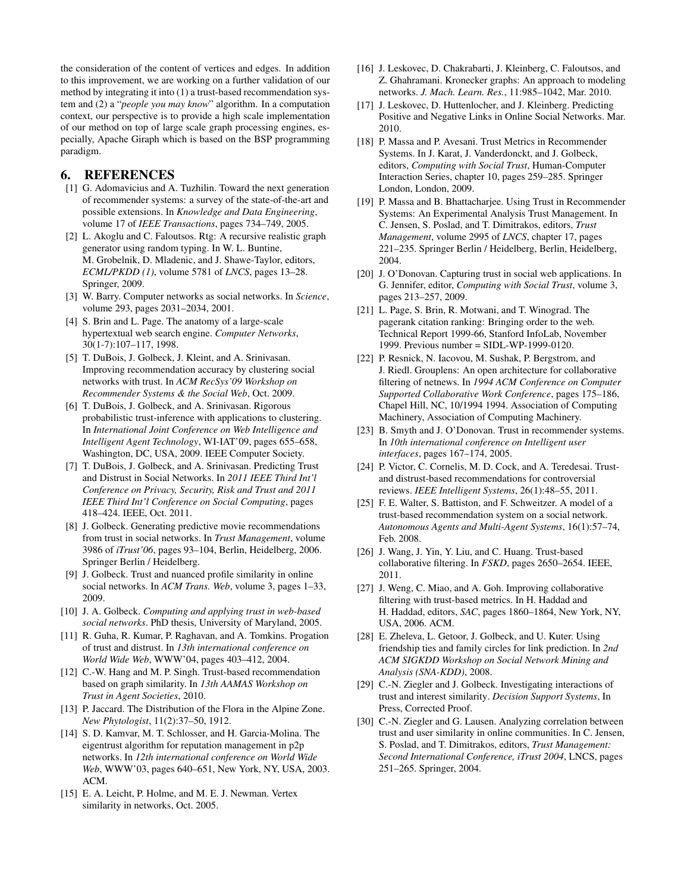the consideration of the content of vertices and edges. In addition to this improvement, we are working on a further validation of our method by integrating it into (1) a trust-based recommendation system and (2) a "*people you may know*" algorithm. In a computation context, our perspective is to provide a high scale implementation of our method on top of large scale graph processing engines, especially, Apache Giraph which is based on the BSP programming paradigm.

## 6. REFERENCES

[1] G. Adomavicius and A. Tuzhilin. Toward the next generation of recommender systems: a survey of the state-of-the-art and possible extensions. In *Knowledge and Data Engineering*, volume 17 of *IEEE Transactions*, pages 734–749, 2005.

[2] L. Akoglu and C. Faloutsos. Rtg: A recursive realistic graph generator using random typing. In W. L. Buntine, M. Grobelnik, D. Mladenic, and J. Shawe-Taylor, editors, *ECML/PKDD (1)*, volume 5781 of *LNCS*, pages 13–28. Springer, 2009.

[3] W. Barry. Computer networks as social networks. In *Science*, volume 293, pages 2031–2034, 2001.

[4] S. Brin and L. Page. The anatomy of a large-scale hypertextual web search engine. *Computer Networks*, 30(1-7):107–117, 1998.

[5] T. DuBois, J. Golbeck, J. Kleint, and A. Srinivasan. Improving recommendation accuracy by clustering social networks with trust. In *ACM RecSys'09 Workshop on Recommender Systems & the Social Web*, Oct. 2009.

[6] T. DuBois, J. Golbeck, and A. Srinivasan. Rigorous probabilistic trust-inference with applications to clustering. In *International Joint Conference on Web Intelligence and Intelligent Agent Technology*, WI-IAT'09, pages 655–658, Washington, DC, USA, 2009. IEEE Computer Society.

[7] T. DuBois, J. Golbeck, and A. Srinivasan. Predicting Trust and Distrust in Social Networks. In *2011 IEEE Third Int'l Conference on Privacy, Security, Risk and Trust and 2011 IEEE Third Int'l Conference on Social Computing*, pages 418–424. IEEE, Oct. 2011.

[8] J. Golbeck. Generating predictive movie recommendations from trust in social networks. In *Trust Management*, volume 3986 of *iTrust'06*, pages 93–104, Berlin, Heidelberg, 2006. Springer Berlin / Heidelberg.

[9] J. Golbeck. Trust and nuanced profile similarity in online social networks. In *ACM Trans. Web*, volume 3, pages 1–33, 2009.

[10] J. A. Golbeck. *Computing and applying trust in web-based social networks*. PhD thesis, University of Maryland, 2005.

[11] R. Guha, R. Kumar, P. Raghavan, and A. Tomkins. Progation of trust and distrust. In *13th international conference on World Wide Web*, WWW'04, pages 403–412, 2004.

[12] C.-W. Hang and M. P. Singh. Trust-based recommendation based on graph similarity. In *13th AAMAS Workshop on Trust in Agent Societies*, 2010.

[13] P. Jaccard. The Distribution of the Flora in the Alpine Zone. *New Phytologist*, 11(2):37–50, 1912.

[14] S. D. Kamvar, M. T. Schlosser, and H. Garcia-Molina. The eigentrust algorithm for reputation management in p2p networks. In *12th international conference on World Wide Web*, WWW'03, pages 640–651, New York, NY, USA, 2003. ACM.

[15] E. A. Leicht, P. Holme, and M. E. J. Newman. Vertex similarity in networks, Oct. 2005.

[16] J. Leskovec, D. Chakrabarti, J. Kleinberg, C. Faloutsos, and Z. Ghahramani. Kronecker graphs: An approach to modeling networks. *J. Mach. Learn. Res.*, 11:985–1042, Mar. 2010.

[17] J. Leskovec, D. Huttenlocher, and J. Kleinberg. Predicting Positive and Negative Links in Online Social Networks. Mar. 2010.

[18] P. Massa and P. Avesani. Trust Metrics in Recommender Systems. In J. Karat, J. Vanderdonckt, and J. Golbeck, editors, *Computing with Social Trust*, Human-Computer Interaction Series, chapter 10, pages 259–285. Springer London, London, 2009.

[19] P. Massa and B. Bhattacharjee. Using Trust in Recommender Systems: An Experimental Analysis Trust Management. In C. Jensen, S. Poslad, and T. Dimitrakos, editors, *Trust Management*, volume 2995 of *LNCS*, chapter 17, pages 221–235. Springer Berlin / Heidelberg, Berlin, Heidelberg, 2004.

[20] J. O'Donovan. Capturing trust in social web applications. In G. Jennifer, editor, *Computing with Social Trust*, volume 3, pages 213–257, 2009.

[21] L. Page, S. Brin, R. Motwani, and T. Winograd. The pagerank citation ranking: Bringing order to the web. Technical Report 1999-66, Stanford InfoLab, November 1999. Previous number = SIDL-WP-1999-0120.

[22] P. Resnick, N. Iacovou, M. Sushak, P. Bergstrom, and J. Riedl. Grouplens: An open architecture for collaborative filtering of netnews. In *1994 ACM Conference on Computer Supported Collaborative Work Conference*, pages 175–186, Chapel Hill, NC, 10/1994 1994. Association of Computing Machinery, Association of Computing Machinery.

[23] B. Smyth and J. O'Donovan. Trust in recommender systems. In *10th international conference on Intelligent user interfaces*, pages 167–174, 2005.

[24] P. Victor, C. Cornelis, M. D. Cock, and A. Teredesai. Trust- and distrust-based recommendations for controversial reviews. *IEEE Intelligent Systems*, 26(1):48–55, 2011.

[25] F. E. Walter, S. Battiston, and F. Schweitzer. A model of a trust-based recommendation system on a social network. *Autonomous Agents and Multi-Agent Systems*, 16(1):57–74, Feb. 2008.

[26] J. Wang, J. Yin, Y. Liu, and C. Huang. Trust-based collaborative filtering. In *FSKD*, pages 2650–2654. IEEE, 2011.

[27] J. Weng, C. Miao, and A. Goh. Improving collaborative filtering with trust-based metrics. In H. Haddad and H. Haddad, editors, *SAC*, pages 1860–1864, New York, NY, USA, 2006. ACM.

[28] E. Zheleva, L. Getoor, J. Golbeck, and U. Kuter. Using friendship ties and family circles for link prediction. In *2nd ACM SIGKDD Workshop on Social Network Mining and Analysis (SNA-KDD)*, 2008.

[29] C.-N. Ziegler and J. Golbeck. Investigating interactions of trust and interest similarity. *Decision Support Systems*, In Press, Corrected Proof.

[30] C.-N. Ziegler and G. Lausen. Analyzing correlation between trust and user similarity in online communities. In C. Jensen, S. Poslad, and T. Dimitrakos, editors, *Trust Management: Second International Conference, iTrust 2004*, LNCS, pages 251–265. Springer, 2004.